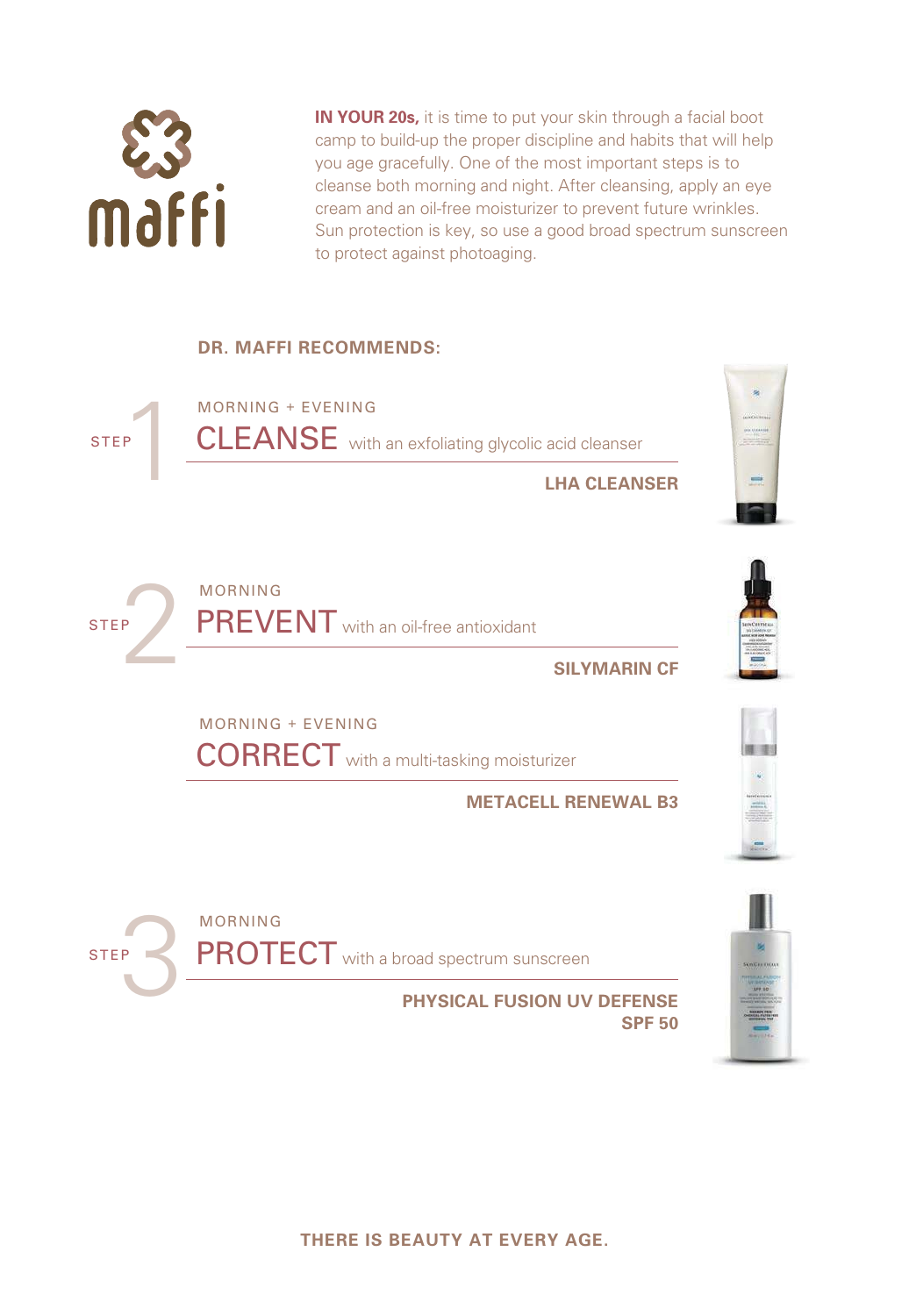maffi

**IN YOUR 20s,** it is time to put your skin through a facial boot camp to build-up the proper discipline and habits that will help you age gracefully. One of the most important steps is to cleanse both morning and night. After cleansing, apply an eye cream and an oil-free moisturizer to prevent future wrinkles. Sun protection is key, so use a good broad spectrum sunscreen to protect against photoaging.

## DR. MAFFI RECOMMENDS:

### STEP 1

MORNING + EVENING

**CLEANSE** with an exfoliating glycolic acid cleanser

**LHA CLEANSER**

### STEP 2

MORNING

**PREVENT** with an oil-free antioxidant

**SILYMARIN CF**

MORNING + EVENING

**CORRECT** with a multi-tasking moisturizer

**METACELL RENEWAL B3**

### STEP 3

MORNING

**PROTECT** with a broad spectrum sunscreen

**PHYSICAL FUSION UV DEFENSE SPF 50**

**THERE IS BEAUTY AT EVERY AGE.**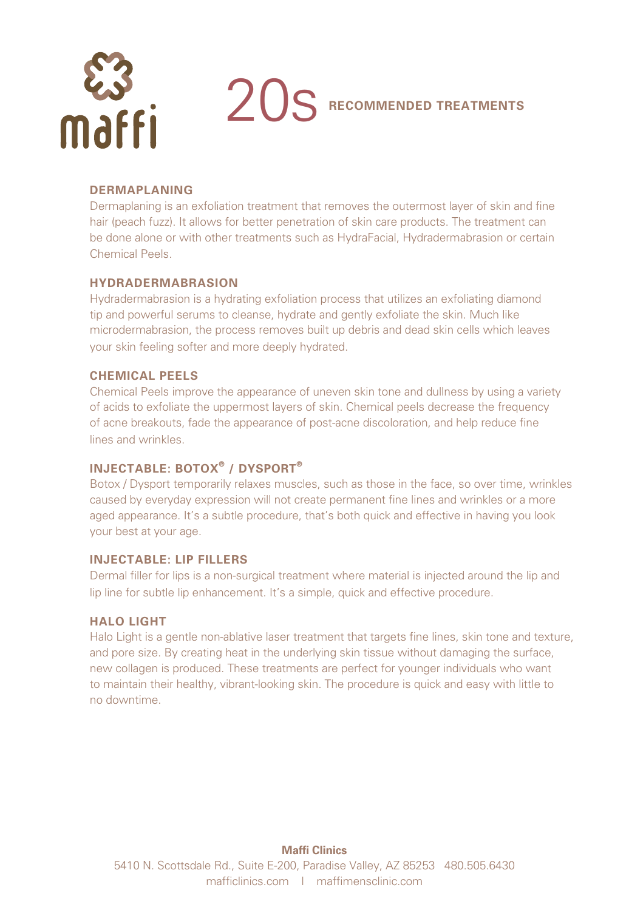maffi

# 20s RECOMMENDED TREATMENTS

### DERMAPLANING

Dermaplaning is an exfoliation treatment that removes the outermost layer of skin and fine hair (peach fuzz). It allows for better penetration of skin care products. The treatment can be done alone or with other treatments such as HydraFacial, Hydradermabrasion or certain Chemical Peels.

### HYDRADERMABRASION

Hydradermabrasion is a hydrating exfoliation process that utilizes an exfoliating diamond tip and powerful serums to cleanse, hydrate and gently exfoliate the skin. Much like microdermabrasion, the process removes built up debris and dead skin cells which leaves your skin feeling softer and more deeply hydrated.

### CHEMICAL PEELS

Chemical Peels improve the appearance of uneven skin tone and dullness by using a variety of acids to exfoliate the uppermost layers of skin. Chemical peels decrease the frequency of acne breakouts, fade the appearance of post-acne discoloration, and help reduce fine lines and wrinkles.

### INJECTABLE: BOTOX® / DYSPORT®

Botox / Dysport temporarily relaxes muscles, such as those in the face, so over time, wrinkles caused by everyday expression will not create permanent fine lines and wrinkles or a more aged appearance. It's a subtle procedure, that's both quick and effective in having you look your best at your age.

### INJECTABLE: LIP FILLERS

Dermal filler for lips is a non-surgical treatment where material is injected around the lip and lip line for subtle lip enhancement. It's a simple, quick and effective procedure.

### HALO LIGHT

Halo Light is a gentle non-ablative laser treatment that targets fine lines, skin tone and texture, and pore size. By creating heat in the underlying skin tissue without damaging the surface, new collagen is produced. These treatments are perfect for younger individuals who want to maintain their healthy, vibrant-looking skin. The procedure is quick and easy with little to no downtime.

**Maffi Clinics**
5410 N. Scottsdale Rd., Suite E-200, Paradise Valley, AZ 85253   480.505.6430
mafficlinics.com   |   maffimensclinic.com